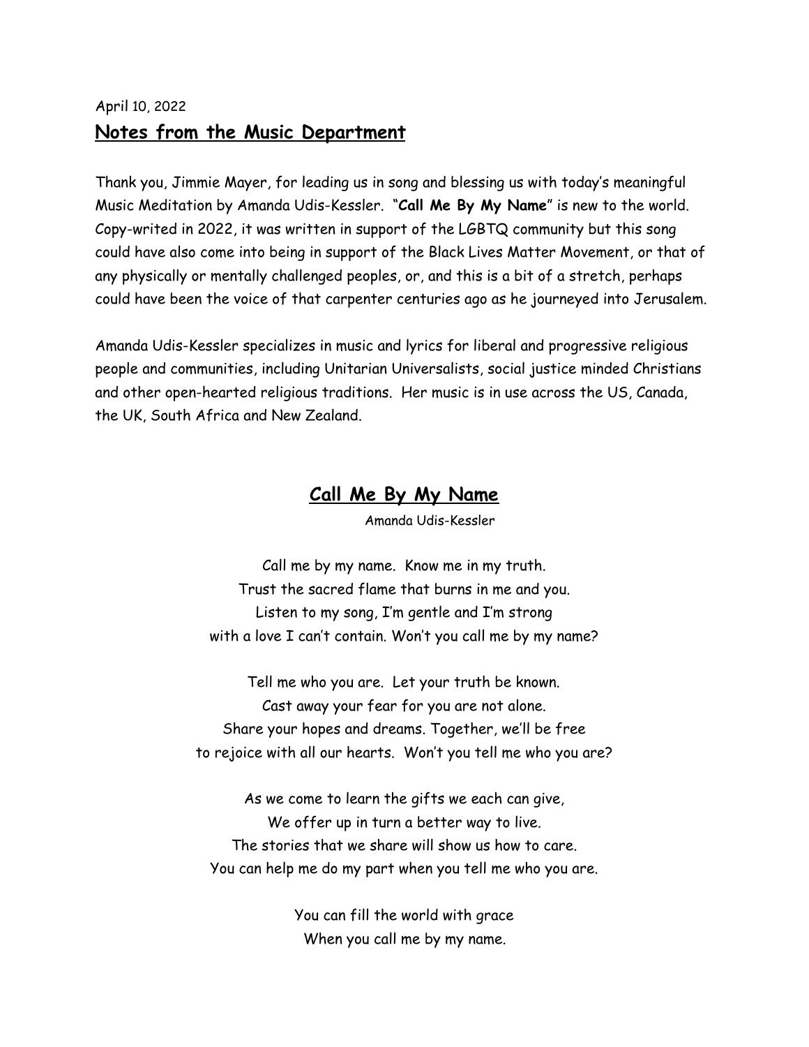April 10, 2022

## Notes from the Music Department

Thank you, Jimmie Mayer, for leading us in song and blessing us with today's meaningful Music Meditation by Amanda Udis-Kessler. "**Call Me By My Name**" is new to the world. Copy-writed in 2022, it was written in support of the LGBTQ community but this song could have also come into being in support of the Black Lives Matter Movement, or that of any physically or mentally challenged peoples, or, and this is a bit of a stretch, perhaps could have been the voice of that carpenter centuries ago as he journeyed into Jerusalem.

Amanda Udis-Kessler specializes in music and lyrics for liberal and progressive religious people and communities, including Unitarian Universalists, social justice minded Christians and other open-hearted religious traditions. Her music is in use across the US, Canada, the UK, South Africa and New Zealand.

## Call Me By My Name

Amanda Udis-Kessler

Call me by my name. Know me in my truth.
Trust the sacred flame that burns in me and you.
Listen to my song, I'm gentle and I'm strong
with a love I can't contain. Won't you call me by my name?

Tell me who you are. Let your truth be known.
Cast away your fear for you are not alone.
Share your hopes and dreams. Together, we'll be free
to rejoice with all our hearts. Won't you tell me who you are?

As we come to learn the gifts we each can give,
We offer up in turn a better way to live.
The stories that we share will show us how to care.
You can help me do my part when you tell me who you are.

You can fill the world with grace
When you call me by my name.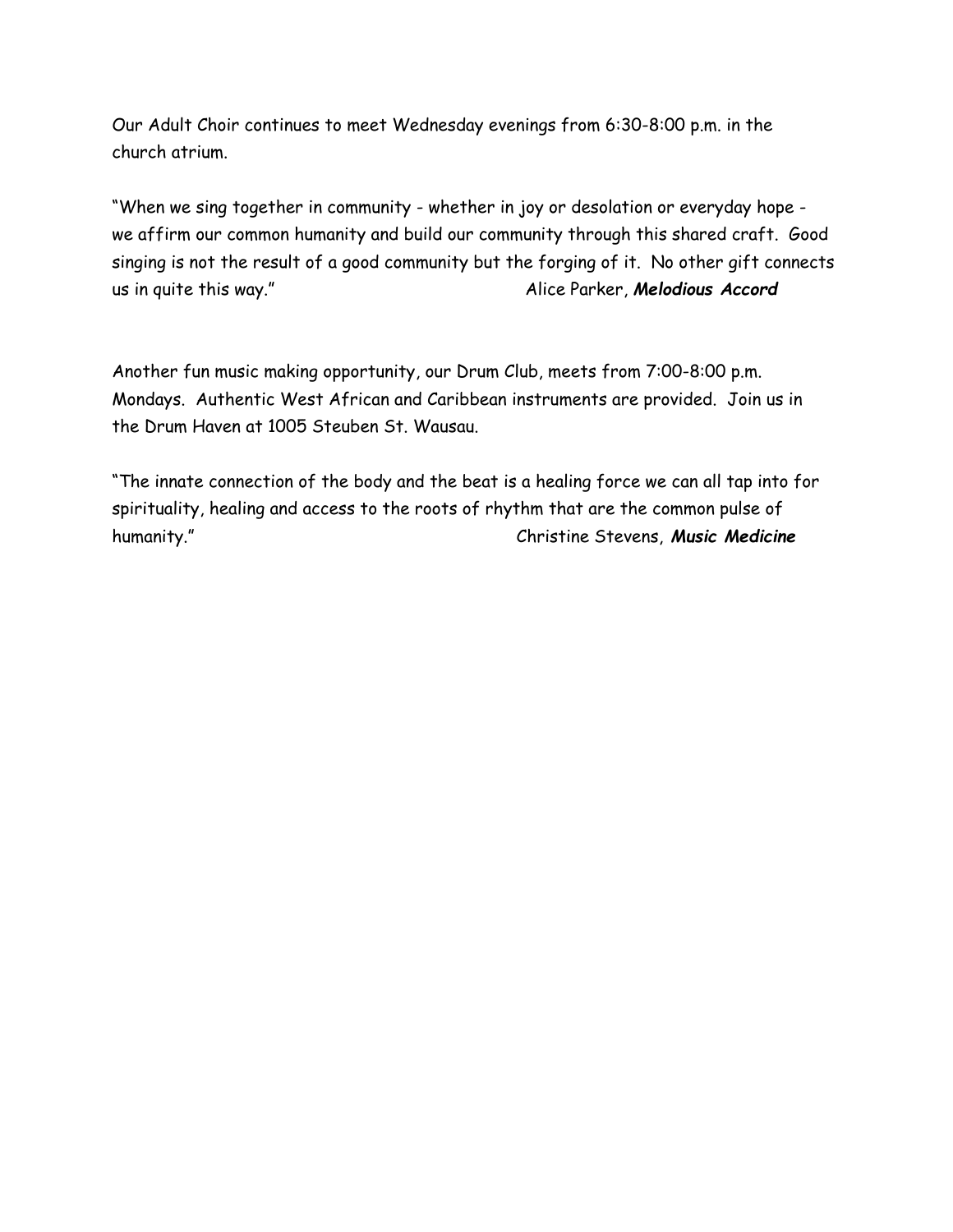Our Adult Choir continues to meet Wednesday evenings from 6:30-8:00 p.m. in the church atrium.

"When we sing together in community - whether in joy or desolation or everyday hope - we affirm our common humanity and build our community through this shared craft. Good singing is not the result of a good community but the forging of it. No other gift connects us in quite this way." Alice Parker, ***Melodious Accord***

Another fun music making opportunity, our Drum Club, meets from 7:00-8:00 p.m. Mondays. Authentic West African and Caribbean instruments are provided. Join us in the Drum Haven at 1005 Steuben St. Wausau.

"The innate connection of the body and the beat is a healing force we can all tap into for spirituality, healing and access to the roots of rhythm that are the common pulse of humanity." Christine Stevens, ***Music Medicine***